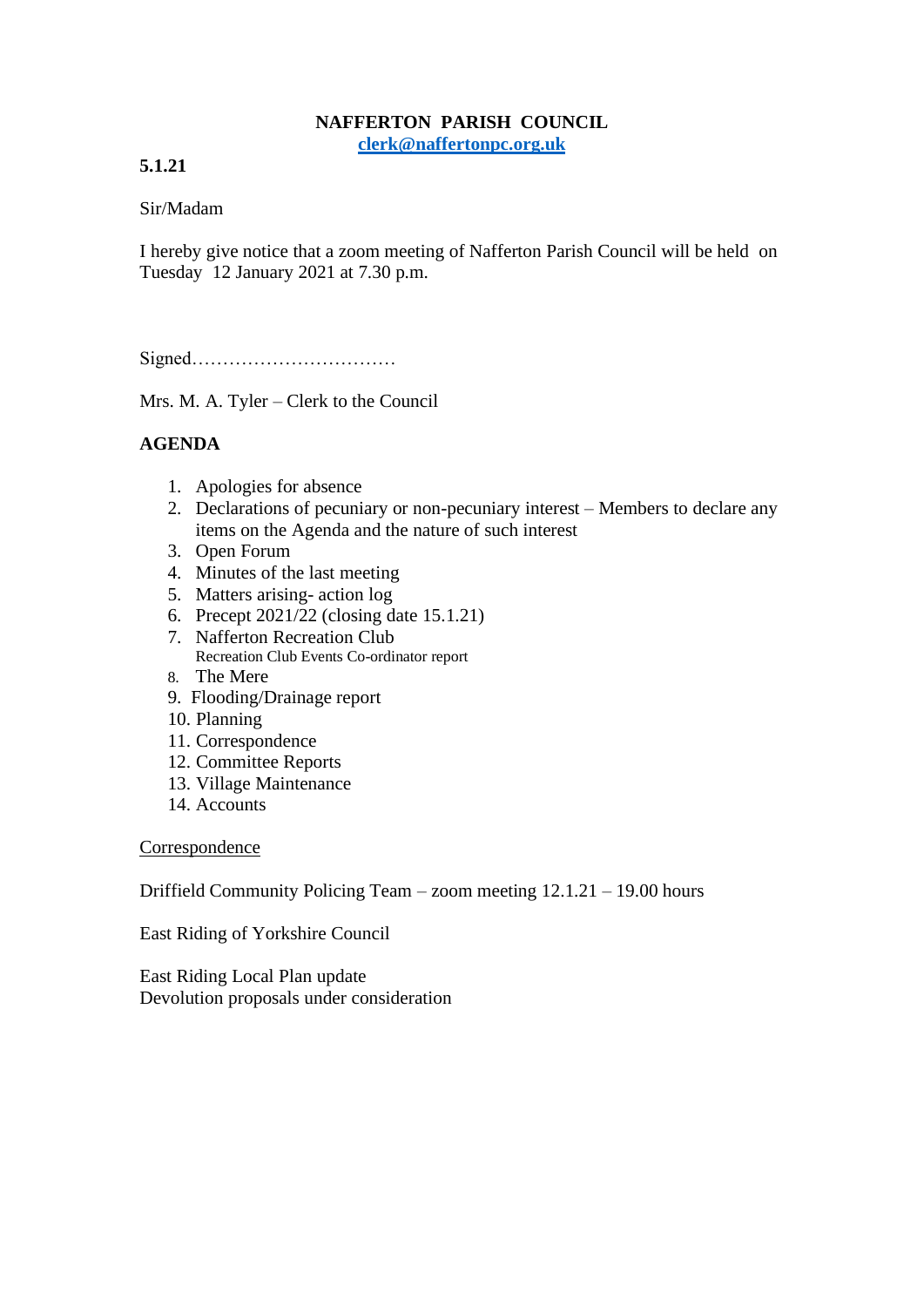# NAFFERTON PARISH COUNCIL

clerk@naffertonpc.org.uk

**5.1.21**

Sir/Madam

I hereby give notice that a zoom meeting of Nafferton Parish Council will be held on Tuesday 12 January 2021 at 7.30 p.m.

Signed……………………………

Mrs. M. A. Tyler – Clerk to the Council

**AGENDA**

1. Apologies for absence
2. Declarations of pecuniary or non-pecuniary interest – Members to declare any items on the Agenda and the nature of such interest
3. Open Forum
4. Minutes of the last meeting
5. Matters arising- action log
6. Precept 2021/22 (closing date 15.1.21)
7. Nafferton Recreation Club
   Recreation Club Events Co-ordinator report
8. The Mere
9. Flooding/Drainage report
10. Planning
11. Correspondence
12. Committee Reports
13. Village Maintenance
14. Accounts

<u>Correspondence</u>

Driffield Community Policing Team – zoom meeting 12.1.21 – 19.00 hours

East Riding of Yorkshire Council

East Riding Local Plan update
Devolution proposals under consideration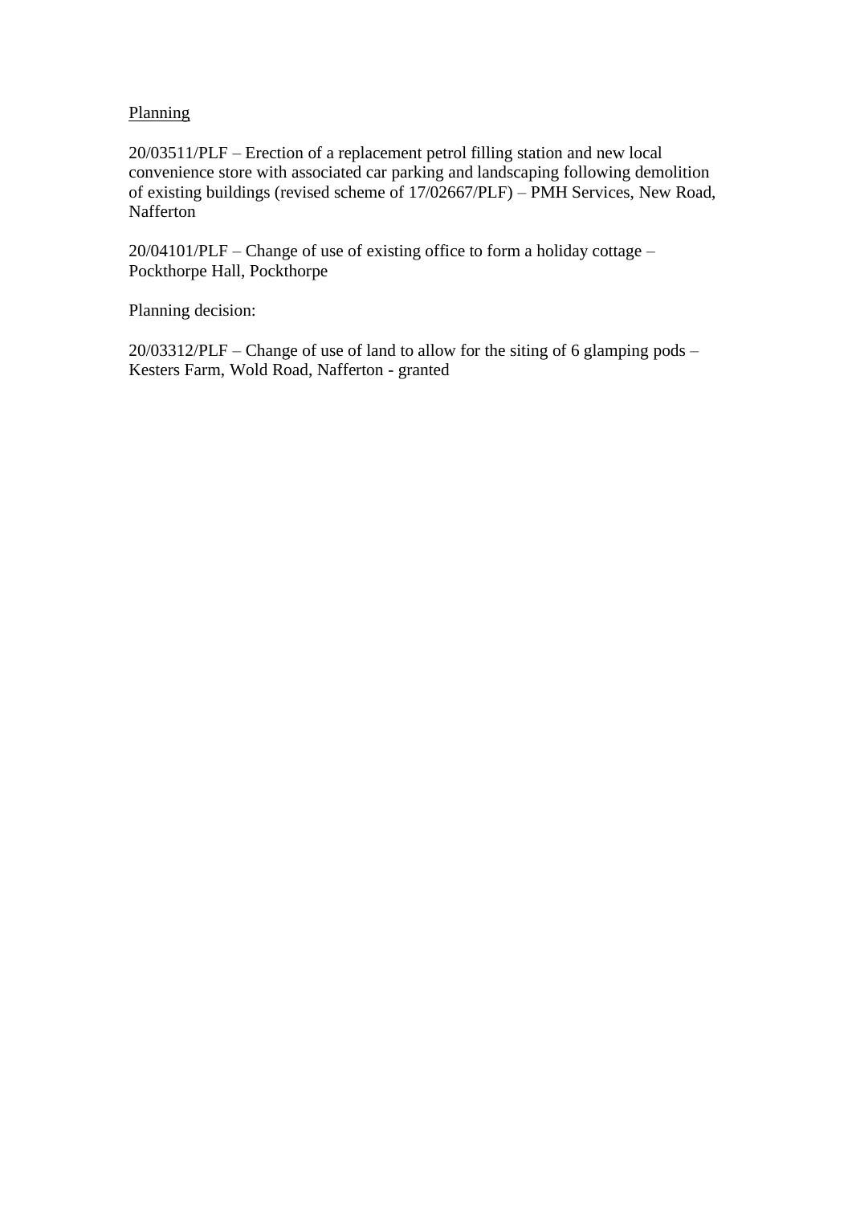<u>Planning</u>

20/03511/PLF – Erection of a replacement petrol filling station and new local convenience store with associated car parking and landscaping following demolition of existing buildings (revised scheme of 17/02667/PLF) – PMH Services, New Road, Nafferton

20/04101/PLF – Change of use of existing office to form a holiday cottage – Pockthorpe Hall, Pockthorpe

Planning decision:

20/03312/PLF – Change of use of land to allow for the siting of 6 glamping pods – Kesters Farm, Wold Road, Nafferton - granted